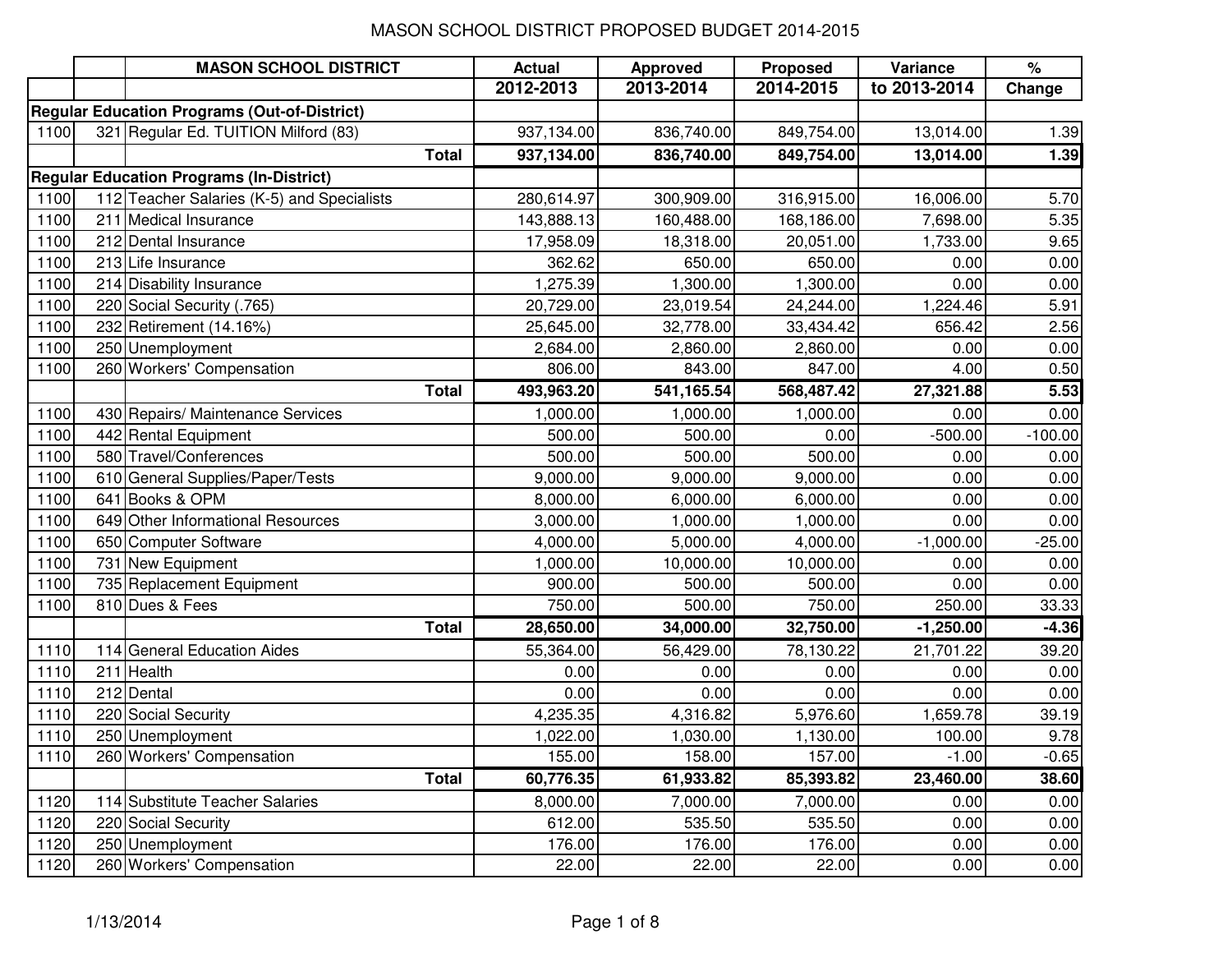# MASON SCHOOL DISTRICT PROPOSED BUDGET 2014-2015

| | | MASON SCHOOL DISTRICT | Actual | Approved | Proposed | Variance | % |
|---|---|---|---|---|---|---|---|
| | | | 2012-2013 | 2013-2014 | 2014-2015 | to 2013-2014 | Change |
| **Regular Education Programs (Out-of-District)** | | | | | | | |
| 1100 | 321 | Regular Ed. TUITION Milford (83) | 937,134.00 | 836,740.00 | 849,754.00 | 13,014.00 | 1.39 |
| | | **Total** | **937,134.00** | **836,740.00** | **849,754.00** | **13,014.00** | **1.39** |
| **Regular Education Programs (In-District)** | | | | | | | |
| 1100 | 112 | Teacher Salaries (K-5) and Specialists | 280,614.97 | 300,909.00 | 316,915.00 | 16,006.00 | 5.70 |
| 1100 | 211 | Medical Insurance | 143,888.13 | 160,488.00 | 168,186.00 | 7,698.00 | 5.35 |
| 1100 | 212 | Dental Insurance | 17,958.09 | 18,318.00 | 20,051.00 | 1,733.00 | 9.65 |
| 1100 | 213 | Life Insurance | 362.62 | 650.00 | 650.00 | 0.00 | 0.00 |
| 1100 | 214 | Disability Insurance | 1,275.39 | 1,300.00 | 1,300.00 | 0.00 | 0.00 |
| 1100 | 220 | Social Security (.765) | 20,729.00 | 23,019.54 | 24,244.00 | 1,224.46 | 5.91 |
| 1100 | 232 | Retirement (14.16%) | 25,645.00 | 32,778.00 | 33,434.42 | 656.42 | 2.56 |
| 1100 | 250 | Unemployment | 2,684.00 | 2,860.00 | 2,860.00 | 0.00 | 0.00 |
| 1100 | 260 | Workers' Compensation | 806.00 | 843.00 | 847.00 | 4.00 | 0.50 |
| | | **Total** | **493,963.20** | **541,165.54** | **568,487.42** | **27,321.88** | **5.53** |
| 1100 | 430 | Repairs/ Maintenance Services | 1,000.00 | 1,000.00 | 1,000.00 | 0.00 | 0.00 |
| 1100 | 442 | Rental Equipment | 500.00 | 500.00 | 0.00 | -500.00 | -100.00 |
| 1100 | 580 | Travel/Conferences | 500.00 | 500.00 | 500.00 | 0.00 | 0.00 |
| 1100 | 610 | General Supplies/Paper/Tests | 9,000.00 | 9,000.00 | 9,000.00 | 0.00 | 0.00 |
| 1100 | 641 | Books & OPM | 8,000.00 | 6,000.00 | 6,000.00 | 0.00 | 0.00 |
| 1100 | 649 | Other Informational Resources | 3,000.00 | 1,000.00 | 1,000.00 | 0.00 | 0.00 |
| 1100 | 650 | Computer Software | 4,000.00 | 5,000.00 | 4,000.00 | -1,000.00 | -25.00 |
| 1100 | 731 | New Equipment | 1,000.00 | 10,000.00 | 10,000.00 | 0.00 | 0.00 |
| 1100 | 735 | Replacement Equipment | 900.00 | 500.00 | 500.00 | 0.00 | 0.00 |
| 1100 | 810 | Dues & Fees | 750.00 | 500.00 | 750.00 | 250.00 | 33.33 |
| | | **Total** | **28,650.00** | **34,000.00** | **32,750.00** | **-1,250.00** | **-4.36** |
| 1110 | 114 | General Education Aides | 55,364.00 | 56,429.00 | 78,130.22 | 21,701.22 | 39.20 |
| 1110 | 211 | Health | 0.00 | 0.00 | 0.00 | 0.00 | 0.00 |
| 1110 | 212 | Dental | 0.00 | 0.00 | 0.00 | 0.00 | 0.00 |
| 1110 | 220 | Social Security | 4,235.35 | 4,316.82 | 5,976.60 | 1,659.78 | 39.19 |
| 1110 | 250 | Unemployment | 1,022.00 | 1,030.00 | 1,130.00 | 100.00 | 9.78 |
| 1110 | 260 | Workers' Compensation | 155.00 | 158.00 | 157.00 | -1.00 | -0.65 |
| | | **Total** | **60,776.35** | **61,933.82** | **85,393.82** | **23,460.00** | **38.60** |
| 1120 | 114 | Substitute Teacher Salaries | 8,000.00 | 7,000.00 | 7,000.00 | 0.00 | 0.00 |
| 1120 | 220 | Social Security | 612.00 | 535.50 | 535.50 | 0.00 | 0.00 |
| 1120 | 250 | Unemployment | 176.00 | 176.00 | 176.00 | 0.00 | 0.00 |
| 1120 | 260 | Workers' Compensation | 22.00 | 22.00 | 22.00 | 0.00 | 0.00 |

1/13/2014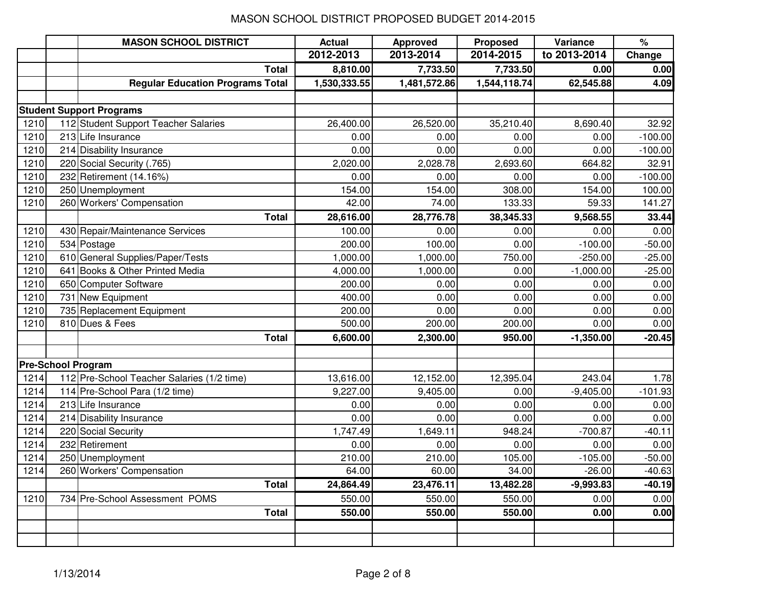# MASON SCHOOL DISTRICT PROPOSED BUDGET 2014-2015

| | | MASON SCHOOL DISTRICT | Actual 2012-2013 | Approved 2013-2014 | Proposed 2014-2015 | Variance to 2013-2014 | % Change |
|---|---|---|---|---|---|---|---|
| | | **Total** | **8,810.00** | **7,733.50** | **7,733.50** | **0.00** | **0.00** |
| | | **Regular Education Programs Total** | **1,530,333.55** | **1,481,572.86** | **1,544,118.74** | **62,545.88** | **4.09** |
| | | | | | | | |
| **Student Support Programs** | | | | | | | |
| 1210 | 112 | Student Support Teacher Salaries | 26,400.00 | 26,520.00 | 35,210.40 | 8,690.40 | 32.92 |
| 1210 | 213 | Life Insurance | 0.00 | 0.00 | 0.00 | 0.00 | -100.00 |
| 1210 | 214 | Disability Insurance | 0.00 | 0.00 | 0.00 | 0.00 | -100.00 |
| 1210 | 220 | Social Security (.765) | 2,020.00 | 2,028.78 | 2,693.60 | 664.82 | 32.91 |
| 1210 | 232 | Retirement (14.16%) | 0.00 | 0.00 | 0.00 | 0.00 | -100.00 |
| 1210 | 250 | Unemployment | 154.00 | 154.00 | 308.00 | 154.00 | 100.00 |
| 1210 | 260 | Workers' Compensation | 42.00 | 74.00 | 133.33 | 59.33 | 141.27 |
| | | **Total** | **28,616.00** | **28,776.78** | **38,345.33** | **9,568.55** | **33.44** |
| 1210 | 430 | Repair/Maintenance Services | 100.00 | 0.00 | 0.00 | 0.00 | 0.00 |
| 1210 | 534 | Postage | 200.00 | 100.00 | 0.00 | -100.00 | -50.00 |
| 1210 | 610 | General Supplies/Paper/Tests | 1,000.00 | 1,000.00 | 750.00 | -250.00 | -25.00 |
| 1210 | 641 | Books & Other Printed Media | 4,000.00 | 1,000.00 | 0.00 | -1,000.00 | -25.00 |
| 1210 | 650 | Computer Software | 200.00 | 0.00 | 0.00 | 0.00 | 0.00 |
| 1210 | 731 | New Equipment | 400.00 | 0.00 | 0.00 | 0.00 | 0.00 |
| 1210 | 735 | Replacement Equipment | 200.00 | 0.00 | 0.00 | 0.00 | 0.00 |
| 1210 | 810 | Dues & Fees | 500.00 | 200.00 | 200.00 | 0.00 | 0.00 |
| | | **Total** | **6,600.00** | **2,300.00** | **950.00** | **-1,350.00** | **-20.45** |
| | | | | | | | |
| **Pre-School Program** | | | | | | | |
| 1214 | 112 | Pre-School Teacher Salaries (1/2 time) | 13,616.00 | 12,152.00 | 12,395.04 | 243.04 | 1.78 |
| 1214 | 114 | Pre-School Para (1/2 time) | 9,227.00 | 9,405.00 | 0.00 | -9,405.00 | -101.93 |
| 1214 | 213 | Life Insurance | 0.00 | 0.00 | 0.00 | 0.00 | 0.00 |
| 1214 | 214 | Disability Insurance | 0.00 | 0.00 | 0.00 | 0.00 | 0.00 |
| 1214 | 220 | Social Security | 1,747.49 | 1,649.11 | 948.24 | -700.87 | -40.11 |
| 1214 | 232 | Retirement | 0.00 | 0.00 | 0.00 | 0.00 | 0.00 |
| 1214 | 250 | Unemployment | 210.00 | 210.00 | 105.00 | -105.00 | -50.00 |
| 1214 | 260 | Workers' Compensation | 64.00 | 60.00 | 34.00 | -26.00 | -40.63 |
| | | **Total** | **24,864.49** | **23,476.11** | **13,482.28** | **-9,993.83** | **-40.19** |
| 1210 | 734 | Pre-School Assessment POMS | 550.00 | 550.00 | 550.00 | 0.00 | 0.00 |
| | | **Total** | **550.00** | **550.00** | **550.00** | **0.00** | **0.00** |

1/13/2014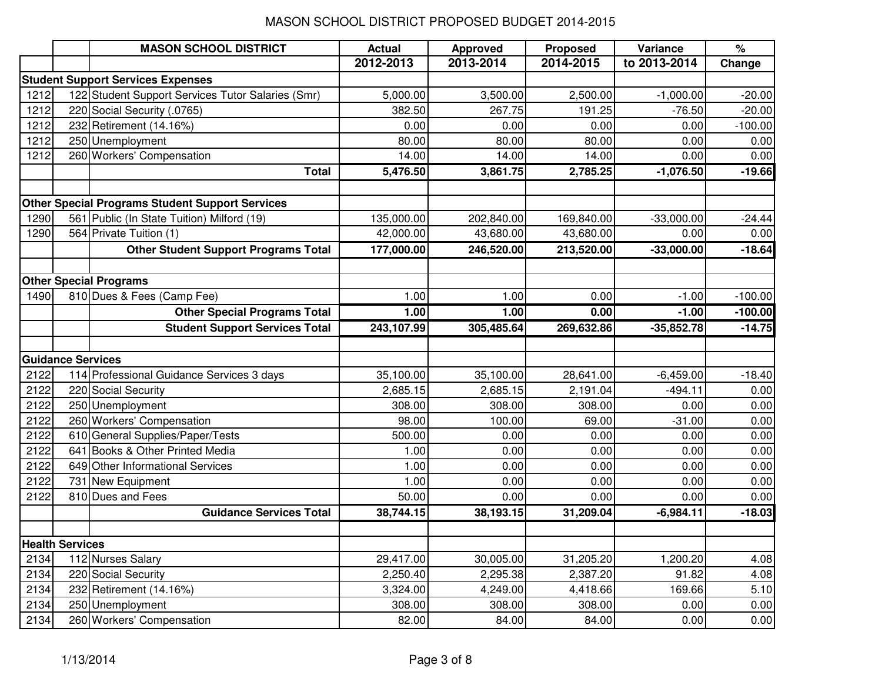# MASON SCHOOL DISTRICT PROPOSED BUDGET 2014-2015

| | | MASON SCHOOL DISTRICT | Actual 2012-2013 | Approved 2013-2014 | Proposed 2014-2015 | Variance to 2013-2014 | % Change |
|---|---|---|---|---|---|---|---|
| **Student Support Services Expenses** | | | | | | | |
| 1212 | 122 | Student Support Services Tutor Salaries (Smr) | 5,000.00 | 3,500.00 | 2,500.00 | -1,000.00 | -20.00 |
| 1212 | 220 | Social Security (.0765) | 382.50 | 267.75 | 191.25 | -76.50 | -20.00 |
| 1212 | 232 | Retirement (14.16%) | 0.00 | 0.00 | 0.00 | 0.00 | -100.00 |
| 1212 | 250 | Unemployment | 80.00 | 80.00 | 80.00 | 0.00 | 0.00 |
| 1212 | 260 | Workers' Compensation | 14.00 | 14.00 | 14.00 | 0.00 | 0.00 |
| | | **Total** | **5,476.50** | **3,861.75** | **2,785.25** | **-1,076.50** | **-19.66** |
| | | | | | | | |
| **Other Special Programs Student Support Services** | | | | | | | |
| 1290 | 561 | Public (In State Tuition) Milford (19) | 135,000.00 | 202,840.00 | 169,840.00 | -33,000.00 | -24.44 |
| 1290 | 564 | Private Tuition (1) | 42,000.00 | 43,680.00 | 43,680.00 | 0.00 | 0.00 |
| | | **Other Student Support Programs Total** | **177,000.00** | **246,520.00** | **213,520.00** | **-33,000.00** | **-18.64** |
| | | | | | | | |
| **Other Special Programs** | | | | | | | |
| 1490 | 810 | Dues & Fees (Camp Fee) | 1.00 | 1.00 | 0.00 | -1.00 | -100.00 |
| | | **Other Special Programs Total** | **1.00** | **1.00** | **0.00** | **-1.00** | **-100.00** |
| | | **Student Support Services Total** | **243,107.99** | **305,485.64** | **269,632.86** | **-35,852.78** | **-14.75** |
| | | | | | | | |
| **Guidance Services** | | | | | | | |
| 2122 | 114 | Professional Guidance Services 3 days | 35,100.00 | 35,100.00 | 28,641.00 | -6,459.00 | -18.40 |
| 2122 | 220 | Social Security | 2,685.15 | 2,685.15 | 2,191.04 | -494.11 | 0.00 |
| 2122 | 250 | Unemployment | 308.00 | 308.00 | 308.00 | 0.00 | 0.00 |
| 2122 | 260 | Workers' Compensation | 98.00 | 100.00 | 69.00 | -31.00 | 0.00 |
| 2122 | 610 | General Supplies/Paper/Tests | 500.00 | 0.00 | 0.00 | 0.00 | 0.00 |
| 2122 | 641 | Books & Other Printed Media | 1.00 | 0.00 | 0.00 | 0.00 | 0.00 |
| 2122 | 649 | Other Informational Services | 1.00 | 0.00 | 0.00 | 0.00 | 0.00 |
| 2122 | 731 | New Equipment | 1.00 | 0.00 | 0.00 | 0.00 | 0.00 |
| 2122 | 810 | Dues and Fees | 50.00 | 0.00 | 0.00 | 0.00 | 0.00 |
| | | **Guidance Services Total** | **38,744.15** | **38,193.15** | **31,209.04** | **-6,984.11** | **-18.03** |
| | | | | | | | |
| **Health Services** | | | | | | | |
| 2134 | 112 | Nurses Salary | 29,417.00 | 30,005.00 | 31,205.20 | 1,200.20 | 4.08 |
| 2134 | 220 | Social Security | 2,250.40 | 2,295.38 | 2,387.20 | 91.82 | 4.08 |
| 2134 | 232 | Retirement (14.16%) | 3,324.00 | 4,249.00 | 4,418.66 | 169.66 | 5.10 |
| 2134 | 250 | Unemployment | 308.00 | 308.00 | 308.00 | 0.00 | 0.00 |
| 2134 | 260 | Workers' Compensation | 82.00 | 84.00 | 84.00 | 0.00 | 0.00 |

1/13/2014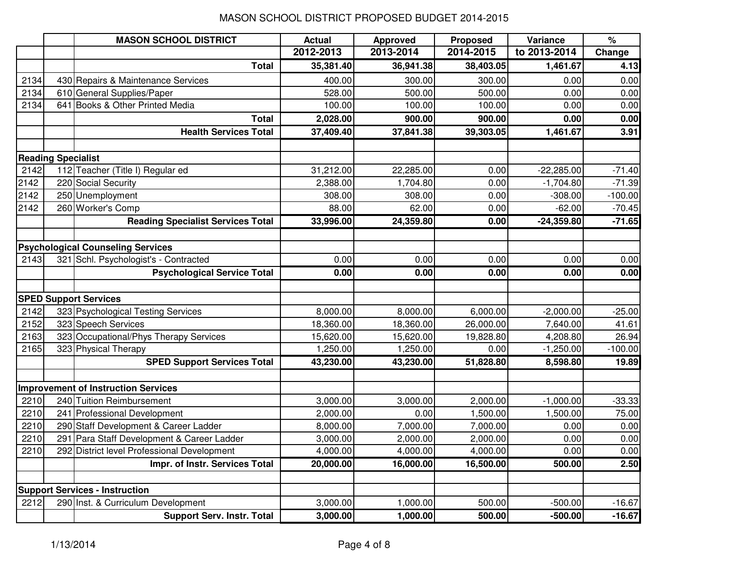# MASON SCHOOL DISTRICT PROPOSED BUDGET 2014-2015

| | | MASON SCHOOL DISTRICT | Actual | Approved | Proposed | Variance | % |
|---|---|---|---|---|---|---|---|
| | | | 2012-2013 | 2013-2014 | 2014-2015 | to 2013-2014 | Change |
| | | **Total** | **35,381.40** | **36,941.38** | **38,403.05** | **1,461.67** | **4.13** |
| 2134 | 430 | Repairs & Maintenance Services | 400.00 | 300.00 | 300.00 | 0.00 | 0.00 |
| 2134 | 610 | General Supplies/Paper | 528.00 | 500.00 | 500.00 | 0.00 | 0.00 |
| 2134 | 641 | Books & Other Printed Media | 100.00 | 100.00 | 100.00 | 0.00 | 0.00 |
| | | **Total** | **2,028.00** | **900.00** | **900.00** | **0.00** | **0.00** |
| | | **Health Services Total** | **37,409.40** | **37,841.38** | **39,303.05** | **1,461.67** | **3.91** |
| | | | | | | | |
| **Reading Specialist** | | | | | | | |
| 2142 | 112 | Teacher (Title I) Regular ed | 31,212.00 | 22,285.00 | 0.00 | -22,285.00 | -71.40 |
| 2142 | 220 | Social Security | 2,388.00 | 1,704.80 | 0.00 | -1,704.80 | -71.39 |
| 2142 | 250 | Unemployment | 308.00 | 308.00 | 0.00 | -308.00 | -100.00 |
| 2142 | 260 | Worker's Comp | 88.00 | 62.00 | 0.00 | -62.00 | -70.45 |
| | | **Reading Specialist Services Total** | **33,996.00** | **24,359.80** | **0.00** | **-24,359.80** | **-71.65** |
| | | | | | | | |
| **Psychological Counseling Services** | | | | | | | |
| 2143 | 321 | Schl. Psychologist's - Contracted | 0.00 | 0.00 | 0.00 | 0.00 | 0.00 |
| | | **Psychological Service Total** | **0.00** | **0.00** | **0.00** | **0.00** | **0.00** |
| | | | | | | | |
| **SPED Support Services** | | | | | | | |
| 2142 | 323 | Psychological Testing Services | 8,000.00 | 8,000.00 | 6,000.00 | -2,000.00 | -25.00 |
| 2152 | 323 | Speech Services | 18,360.00 | 18,360.00 | 26,000.00 | 7,640.00 | 41.61 |
| 2163 | 323 | Occupational/Phys Therapy Services | 15,620.00 | 15,620.00 | 19,828.80 | 4,208.80 | 26.94 |
| 2165 | 323 | Physical Therapy | 1,250.00 | 1,250.00 | 0.00 | -1,250.00 | -100.00 |
| | | **SPED Support Services Total** | **43,230.00** | **43,230.00** | **51,828.80** | **8,598.80** | **19.89** |
| | | | | | | | |
| **Improvement of Instruction Services** | | | | | | | |
| 2210 | 240 | Tuition Reimbursement | 3,000.00 | 3,000.00 | 2,000.00 | -1,000.00 | -33.33 |
| 2210 | 241 | Professional Development | 2,000.00 | 0.00 | 1,500.00 | 1,500.00 | 75.00 |
| 2210 | 290 | Staff Development & Career Ladder | 8,000.00 | 7,000.00 | 7,000.00 | 0.00 | 0.00 |
| 2210 | 291 | Para Staff Development & Career Ladder | 3,000.00 | 2,000.00 | 2,000.00 | 0.00 | 0.00 |
| 2210 | 292 | District level Professional Development | 4,000.00 | 4,000.00 | 4,000.00 | 0.00 | 0.00 |
| | | **Impr. of Instr. Services Total** | **20,000.00** | **16,000.00** | **16,500.00** | **500.00** | **2.50** |
| | | | | | | | |
| **Support Services - Instruction** | | | | | | | |
| 2212 | 290 | Inst. & Curriculum Development | 3,000.00 | 1,000.00 | 500.00 | -500.00 | -16.67 |
| | | **Support Serv. Instr. Total** | **3,000.00** | **1,000.00** | **500.00** | **-500.00** | **-16.67** |

1/13/2014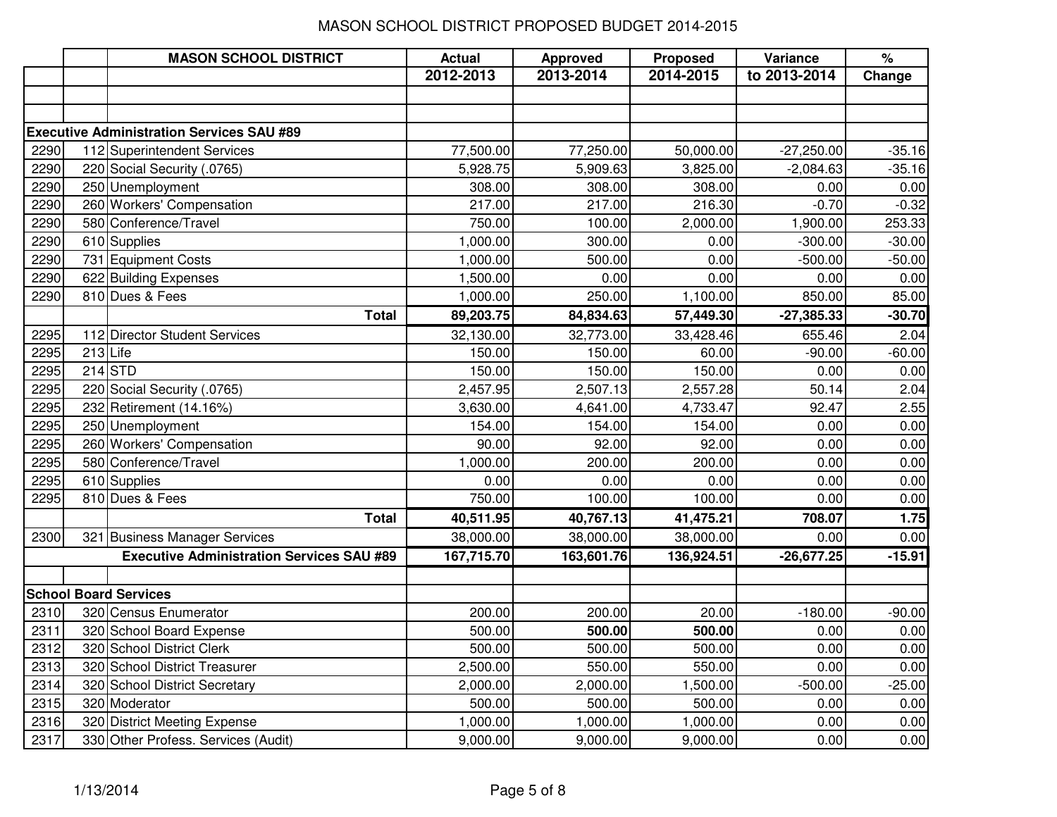# MASON SCHOOL DISTRICT PROPOSED BUDGET 2014-2015

| | | MASON SCHOOL DISTRICT | Actual | Approved | Proposed | Variance | % |
|---|---|---|---|---|---|---|---|
| | | | 2012-2013 | 2013-2014 | 2014-2015 | to 2013-2014 | Change |
| | | | | | | | |
| | | | | | | | |
| **Executive Administration Services SAU #89** | | | | | | | |
| 2290 | 112 | Superintendent Services | 77,500.00 | 77,250.00 | 50,000.00 | -27,250.00 | -35.16 |
| 2290 | 220 | Social Security (.0765) | 5,928.75 | 5,909.63 | 3,825.00 | -2,084.63 | -35.16 |
| 2290 | 250 | Unemployment | 308.00 | 308.00 | 308.00 | 0.00 | 0.00 |
| 2290 | 260 | Workers' Compensation | 217.00 | 217.00 | 216.30 | -0.70 | -0.32 |
| 2290 | 580 | Conference/Travel | 750.00 | 100.00 | 2,000.00 | 1,900.00 | 253.33 |
| 2290 | 610 | Supplies | 1,000.00 | 300.00 | 0.00 | -300.00 | -30.00 |
| 2290 | 731 | Equipment Costs | 1,000.00 | 500.00 | 0.00 | -500.00 | -50.00 |
| 2290 | 622 | Building Expenses | 1,500.00 | 0.00 | 0.00 | 0.00 | 0.00 |
| 2290 | 810 | Dues & Fees | 1,000.00 | 250.00 | 1,100.00 | 850.00 | 85.00 |
| | | **Total** | **89,203.75** | **84,834.63** | **57,449.30** | **-27,385.33** | **-30.70** |
| 2295 | 112 | Director Student Services | 32,130.00 | 32,773.00 | 33,428.46 | 655.46 | 2.04 |
| 2295 | 213 | Life | 150.00 | 150.00 | 60.00 | -90.00 | -60.00 |
| 2295 | 214 | STD | 150.00 | 150.00 | 150.00 | 0.00 | 0.00 |
| 2295 | 220 | Social Security (.0765) | 2,457.95 | 2,507.13 | 2,557.28 | 50.14 | 2.04 |
| 2295 | 232 | Retirement (14.16%) | 3,630.00 | 4,641.00 | 4,733.47 | 92.47 | 2.55 |
| 2295 | 250 | Unemployment | 154.00 | 154.00 | 154.00 | 0.00 | 0.00 |
| 2295 | 260 | Workers' Compensation | 90.00 | 92.00 | 92.00 | 0.00 | 0.00 |
| 2295 | 580 | Conference/Travel | 1,000.00 | 200.00 | 200.00 | 0.00 | 0.00 |
| 2295 | 610 | Supplies | 0.00 | 0.00 | 0.00 | 0.00 | 0.00 |
| 2295 | 810 | Dues & Fees | 750.00 | 100.00 | 100.00 | 0.00 | 0.00 |
| | | **Total** | **40,511.95** | **40,767.13** | **41,475.21** | **708.07** | **1.75** |
| 2300 | 321 | Business Manager Services | 38,000.00 | 38,000.00 | 38,000.00 | 0.00 | 0.00 |
| | | **Executive Administration Services SAU #89** | **167,715.70** | **163,601.76** | **136,924.51** | **-26,677.25** | **-15.91** |
| | | | | | | | |
| **School Board Services** | | | | | | | |
| 2310 | 320 | Census Enumerator | 200.00 | 200.00 | 20.00 | -180.00 | -90.00 |
| 2311 | 320 | School Board Expense | 500.00 | **500.00** | **500.00** | 0.00 | 0.00 |
| 2312 | 320 | School District Clerk | 500.00 | 500.00 | 500.00 | 0.00 | 0.00 |
| 2313 | 320 | School District Treasurer | 2,500.00 | 550.00 | 550.00 | 0.00 | 0.00 |
| 2314 | 320 | School District Secretary | 2,000.00 | 2,000.00 | 1,500.00 | -500.00 | -25.00 |
| 2315 | 320 | Moderator | 500.00 | 500.00 | 500.00 | 0.00 | 0.00 |
| 2316 | 320 | District Meeting Expense | 1,000.00 | 1,000.00 | 1,000.00 | 0.00 | 0.00 |
| 2317 | 330 | Other Profess. Services (Audit) | 9,000.00 | 9,000.00 | 9,000.00 | 0.00 | 0.00 |

1/13/2014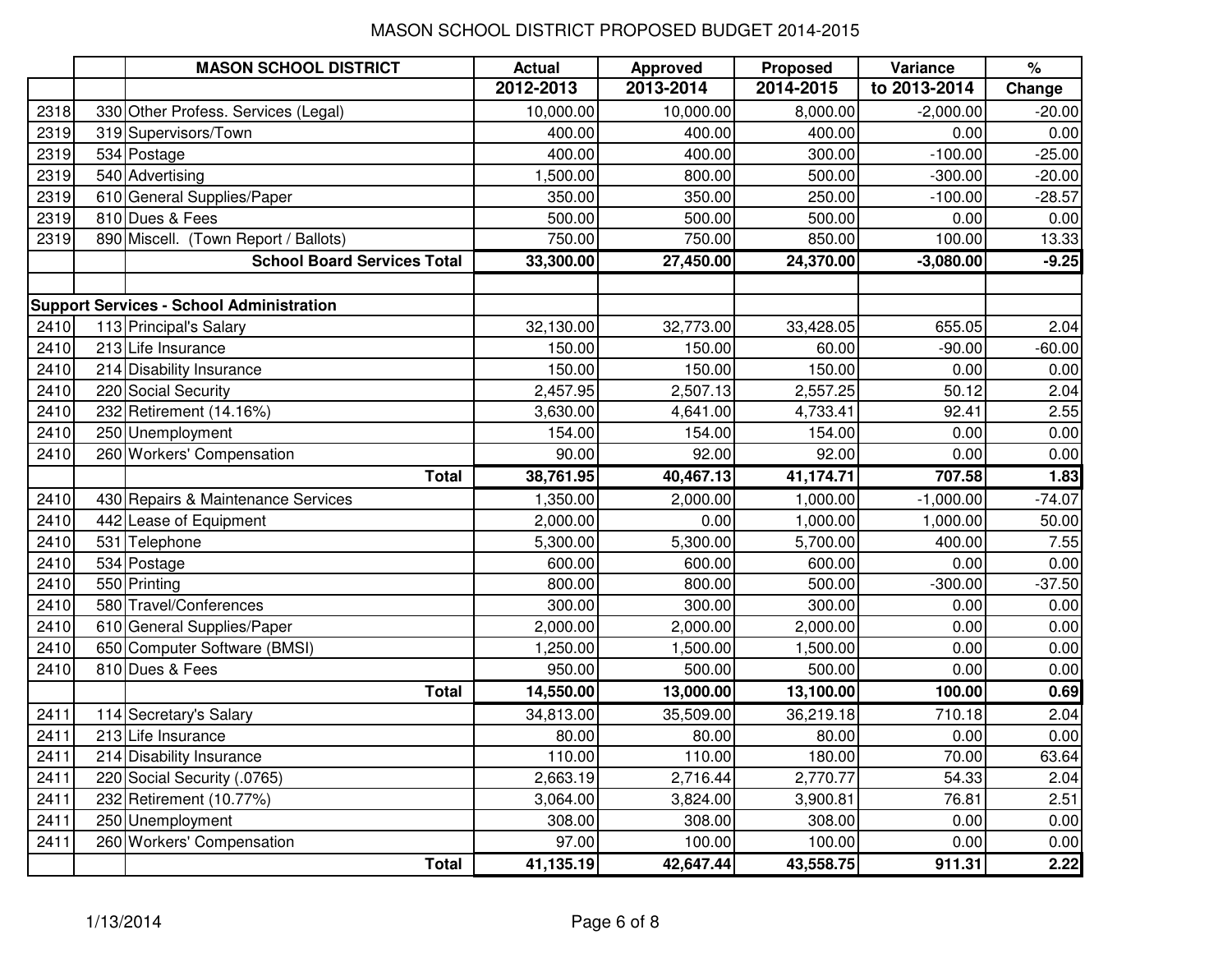# MASON SCHOOL DISTRICT PROPOSED BUDGET 2014-2015

| | | MASON SCHOOL DISTRICT | Actual | Approved | Proposed | Variance | % |
|---|---|---|---|---|---|---|---|
| | | | 2012-2013 | 2013-2014 | 2014-2015 | to 2013-2014 | Change |
| 2318 | 330 | Other Profess. Services (Legal) | 10,000.00 | 10,000.00 | 8,000.00 | -2,000.00 | -20.00 |
| 2319 | 319 | Supervisors/Town | 400.00 | 400.00 | 400.00 | 0.00 | 0.00 |
| 2319 | 534 | Postage | 400.00 | 400.00 | 300.00 | -100.00 | -25.00 |
| 2319 | 540 | Advertising | 1,500.00 | 800.00 | 500.00 | -300.00 | -20.00 |
| 2319 | 610 | General Supplies/Paper | 350.00 | 350.00 | 250.00 | -100.00 | -28.57 |
| 2319 | 810 | Dues & Fees | 500.00 | 500.00 | 500.00 | 0.00 | 0.00 |
| 2319 | 890 | Miscell. (Town Report / Ballots) | 750.00 | 750.00 | 850.00 | 100.00 | 13.33 |
| | | **School Board Services Total** | **33,300.00** | **27,450.00** | **24,370.00** | **-3,080.00** | **-9.25** |
| | | | | | | | |
| **Support Services - School Administration** | | | | | | | |
| 2410 | 113 | Principal's Salary | 32,130.00 | 32,773.00 | 33,428.05 | 655.05 | 2.04 |
| 2410 | 213 | Life Insurance | 150.00 | 150.00 | 60.00 | -90.00 | -60.00 |
| 2410 | 214 | Disability Insurance | 150.00 | 150.00 | 150.00 | 0.00 | 0.00 |
| 2410 | 220 | Social Security | 2,457.95 | 2,507.13 | 2,557.25 | 50.12 | 2.04 |
| 2410 | 232 | Retirement (14.16%) | 3,630.00 | 4,641.00 | 4,733.41 | 92.41 | 2.55 |
| 2410 | 250 | Unemployment | 154.00 | 154.00 | 154.00 | 0.00 | 0.00 |
| 2410 | 260 | Workers' Compensation | 90.00 | 92.00 | 92.00 | 0.00 | 0.00 |
| | | **Total** | **38,761.95** | **40,467.13** | **41,174.71** | **707.58** | **1.83** |
| 2410 | 430 | Repairs & Maintenance Services | 1,350.00 | 2,000.00 | 1,000.00 | -1,000.00 | -74.07 |
| 2410 | 442 | Lease of Equipment | 2,000.00 | 0.00 | 1,000.00 | 1,000.00 | 50.00 |
| 2410 | 531 | Telephone | 5,300.00 | 5,300.00 | 5,700.00 | 400.00 | 7.55 |
| 2410 | 534 | Postage | 600.00 | 600.00 | 600.00 | 0.00 | 0.00 |
| 2410 | 550 | Printing | 800.00 | 800.00 | 500.00 | -300.00 | -37.50 |
| 2410 | 580 | Travel/Conferences | 300.00 | 300.00 | 300.00 | 0.00 | 0.00 |
| 2410 | 610 | General Supplies/Paper | 2,000.00 | 2,000.00 | 2,000.00 | 0.00 | 0.00 |
| 2410 | 650 | Computer Software (BMSI) | 1,250.00 | 1,500.00 | 1,500.00 | 0.00 | 0.00 |
| 2410 | 810 | Dues & Fees | 950.00 | 500.00 | 500.00 | 0.00 | 0.00 |
| | | **Total** | **14,550.00** | **13,000.00** | **13,100.00** | **100.00** | **0.69** |
| 2411 | 114 | Secretary's Salary | 34,813.00 | 35,509.00 | 36,219.18 | 710.18 | 2.04 |
| 2411 | 213 | Life Insurance | 80.00 | 80.00 | 80.00 | 0.00 | 0.00 |
| 2411 | 214 | Disability Insurance | 110.00 | 110.00 | 180.00 | 70.00 | 63.64 |
| 2411 | 220 | Social Security (.0765) | 2,663.19 | 2,716.44 | 2,770.77 | 54.33 | 2.04 |
| 2411 | 232 | Retirement (10.77%) | 3,064.00 | 3,824.00 | 3,900.81 | 76.81 | 2.51 |
| 2411 | 250 | Unemployment | 308.00 | 308.00 | 308.00 | 0.00 | 0.00 |
| 2411 | 260 | Workers' Compensation | 97.00 | 100.00 | 100.00 | 0.00 | 0.00 |
| | | **Total** | **41,135.19** | **42,647.44** | **43,558.75** | **911.31** | **2.22** |

1/13/2014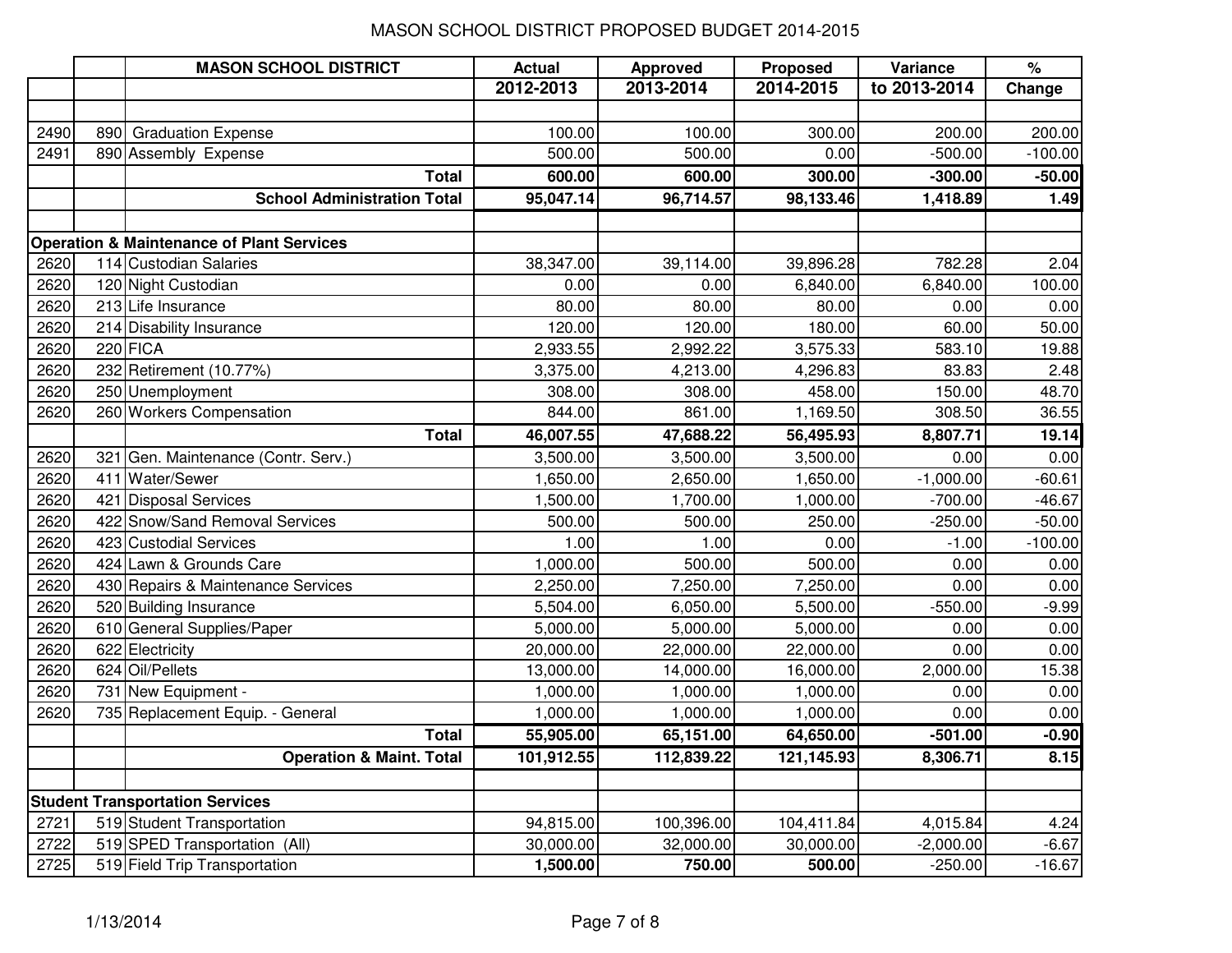# MASON SCHOOL DISTRICT PROPOSED BUDGET 2014-2015

| | | MASON SCHOOL DISTRICT | Actual 2012-2013 | Approved 2013-2014 | Proposed 2014-2015 | Variance to 2013-2014 | % Change |
|---|---|---|---|---|---|---|---|
| | | | | | | | |
| 2490 | 890 | Graduation Expense | 100.00 | 100.00 | 300.00 | 200.00 | 200.00 |
| 2491 | 890 | Assembly Expense | 500.00 | 500.00 | 0.00 | -500.00 | -100.00 |
| | | **Total** | **600.00** | **600.00** | **300.00** | **-300.00** | **-50.00** |
| | | **School Administration Total** | **95,047.14** | **96,714.57** | **98,133.46** | **1,418.89** | **1.49** |
| | | | | | | | |
| **Operation & Maintenance of Plant Services** | | | | | | | |
| 2620 | 114 | Custodian Salaries | 38,347.00 | 39,114.00 | 39,896.28 | 782.28 | 2.04 |
| 2620 | 120 | Night Custodian | 0.00 | 0.00 | 6,840.00 | 6,840.00 | 100.00 |
| 2620 | 213 | Life Insurance | 80.00 | 80.00 | 80.00 | 0.00 | 0.00 |
| 2620 | 214 | Disability Insurance | 120.00 | 120.00 | 180.00 | 60.00 | 50.00 |
| 2620 | 220 | FICA | 2,933.55 | 2,992.22 | 3,575.33 | 583.10 | 19.88 |
| 2620 | 232 | Retirement (10.77%) | 3,375.00 | 4,213.00 | 4,296.83 | 83.83 | 2.48 |
| 2620 | 250 | Unemployment | 308.00 | 308.00 | 458.00 | 150.00 | 48.70 |
| 2620 | 260 | Workers Compensation | 844.00 | 861.00 | 1,169.50 | 308.50 | 36.55 |
| | | **Total** | **46,007.55** | **47,688.22** | **56,495.93** | **8,807.71** | **19.14** |
| 2620 | 321 | Gen. Maintenance (Contr. Serv.) | 3,500.00 | 3,500.00 | 3,500.00 | 0.00 | 0.00 |
| 2620 | 411 | Water/Sewer | 1,650.00 | 2,650.00 | 1,650.00 | -1,000.00 | -60.61 |
| 2620 | 421 | Disposal Services | 1,500.00 | 1,700.00 | 1,000.00 | -700.00 | -46.67 |
| 2620 | 422 | Snow/Sand Removal Services | 500.00 | 500.00 | 250.00 | -250.00 | -50.00 |
| 2620 | 423 | Custodial Services | 1.00 | 1.00 | 0.00 | -1.00 | -100.00 |
| 2620 | 424 | Lawn & Grounds Care | 1,000.00 | 500.00 | 500.00 | 0.00 | 0.00 |
| 2620 | 430 | Repairs & Maintenance Services | 2,250.00 | 7,250.00 | 7,250.00 | 0.00 | 0.00 |
| 2620 | 520 | Building Insurance | 5,504.00 | 6,050.00 | 5,500.00 | -550.00 | -9.99 |
| 2620 | 610 | General Supplies/Paper | 5,000.00 | 5,000.00 | 5,000.00 | 0.00 | 0.00 |
| 2620 | 622 | Electricity | 20,000.00 | 22,000.00 | 22,000.00 | 0.00 | 0.00 |
| 2620 | 624 | Oil/Pellets | 13,000.00 | 14,000.00 | 16,000.00 | 2,000.00 | 15.38 |
| 2620 | 731 | New Equipment - | 1,000.00 | 1,000.00 | 1,000.00 | 0.00 | 0.00 |
| 2620 | 735 | Replacement Equip. - General | 1,000.00 | 1,000.00 | 1,000.00 | 0.00 | 0.00 |
| | | **Total** | **55,905.00** | **65,151.00** | **64,650.00** | **-501.00** | **-0.90** |
| | | **Operation & Maint. Total** | **101,912.55** | **112,839.22** | **121,145.93** | **8,306.71** | **8.15** |
| | | | | | | | |
| **Student Transportation Services** | | | | | | | |
| 2721 | 519 | Student Transportation | 94,815.00 | 100,396.00 | 104,411.84 | 4,015.84 | 4.24 |
| 2722 | 519 | SPED Transportation (All) | 30,000.00 | 32,000.00 | 30,000.00 | -2,000.00 | -6.67 |
| 2725 | 519 | Field Trip Transportation | **1,500.00** | **750.00** | **500.00** | -250.00 | -16.67 |

1/13/2014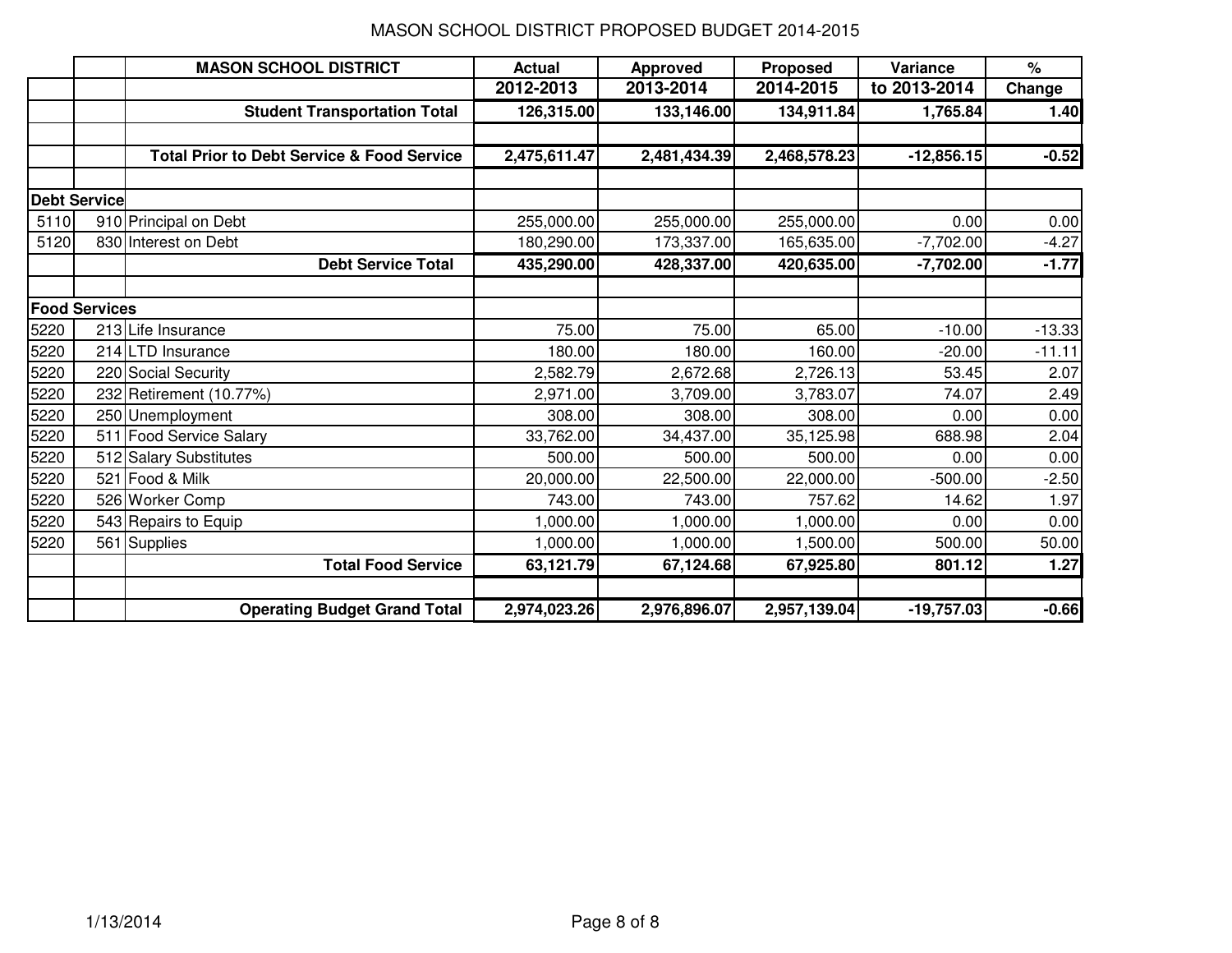| | | MASON SCHOOL DISTRICT | Actual | Approved | Proposed | Variance | % |
|---|---|---|---|---|---|---|---|
| | | | 2012-2013 | 2013-2014 | 2014-2015 | to 2013-2014 | Change |
| | | **Student Transportation Total** | **126,315.00** | **133,146.00** | **134,911.84** | **1,765.84** | **1.40** |
| | | | | | | | |
| | | **Total Prior to Debt Service & Food Service** | **2,475,611.47** | **2,481,434.39** | **2,468,578.23** | **-12,856.15** | **-0.52** |
| | | | | | | | |
| **Debt Service** | | | | | | | |
| 5110 | 910 | Principal on Debt | 255,000.00 | 255,000.00 | 255,000.00 | 0.00 | 0.00 |
| 5120 | 830 | Interest on Debt | 180,290.00 | 173,337.00 | 165,635.00 | -7,702.00 | -4.27 |
| | | **Debt Service Total** | **435,290.00** | **428,337.00** | **420,635.00** | **-7,702.00** | **-1.77** |
| | | | | | | | |
| **Food Services** | | | | | | | |
| 5220 | 213 | Life Insurance | 75.00 | 75.00 | 65.00 | -10.00 | -13.33 |
| 5220 | 214 | LTD Insurance | 180.00 | 180.00 | 160.00 | -20.00 | -11.11 |
| 5220 | 220 | Social Security | 2,582.79 | 2,672.68 | 2,726.13 | 53.45 | 2.07 |
| 5220 | 232 | Retirement (10.77%) | 2,971.00 | 3,709.00 | 3,783.07 | 74.07 | 2.49 |
| 5220 | 250 | Unemployment | 308.00 | 308.00 | 308.00 | 0.00 | 0.00 |
| 5220 | 511 | Food Service Salary | 33,762.00 | 34,437.00 | 35,125.98 | 688.98 | 2.04 |
| 5220 | 512 | Salary Substitutes | 500.00 | 500.00 | 500.00 | 0.00 | 0.00 |
| 5220 | 521 | Food & Milk | 20,000.00 | 22,500.00 | 22,000.00 | -500.00 | -2.50 |
| 5220 | 526 | Worker Comp | 743.00 | 743.00 | 757.62 | 14.62 | 1.97 |
| 5220 | 543 | Repairs to Equip | 1,000.00 | 1,000.00 | 1,000.00 | 0.00 | 0.00 |
| 5220 | 561 | Supplies | 1,000.00 | 1,000.00 | 1,500.00 | 500.00 | 50.00 |
| | | **Total Food Service** | **63,121.79** | **67,124.68** | **67,925.80** | **801.12** | **1.27** |
| | | | | | | | |
| | | **Operating Budget Grand Total** | **2,974,023.26** | **2,976,896.07** | **2,957,139.04** | **-19,757.03** | **-0.66** |

1/13/2014